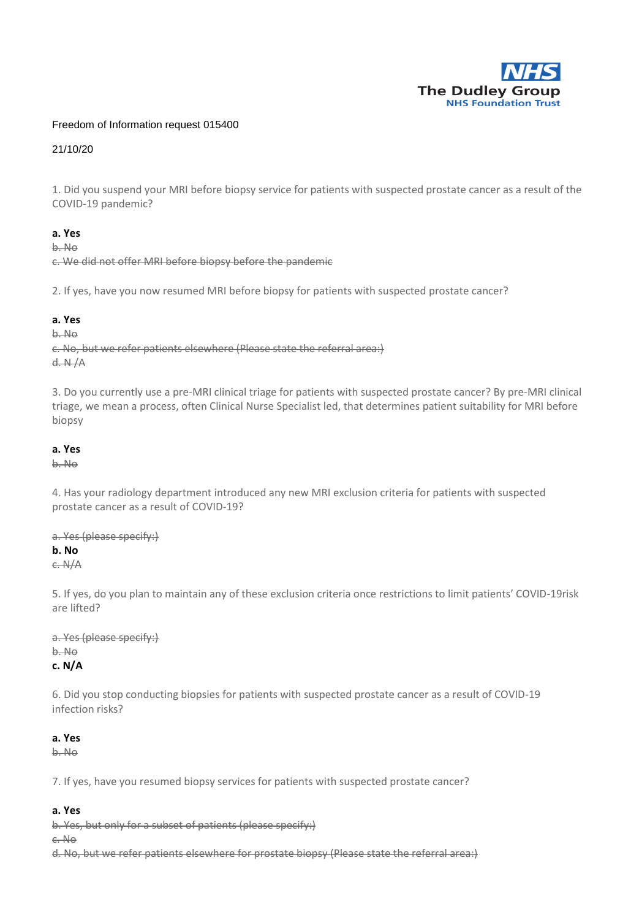NHS
The Dudley Group
NHS Foundation Trust

Freedom of Information request 015400

21/10/20

1. Did you suspend your MRI before biopsy service for patients with suspected prostate cancer as a result of the COVID-19 pandemic?

**a. Yes**
~~b. No~~
~~c. We did not offer MRI before biopsy before the pandemic~~

2. If yes, have you now resumed MRI before biopsy for patients with suspected prostate cancer?

**a. Yes**
~~b. No~~
~~c. No, but we refer patients elsewhere (Please state the referral area:)~~
~~d. N /A~~

3. Do you currently use a pre-MRI clinical triage for patients with suspected prostate cancer? By pre-MRI clinical triage, we mean a process, often Clinical Nurse Specialist led, that determines patient suitability for MRI before biopsy

**a. Yes**
~~b. No~~

4. Has your radiology department introduced any new MRI exclusion criteria for patients with suspected prostate cancer as a result of COVID-19?

~~a. Yes (please specify:)~~
**b. No**
~~c. N/A~~

5. If yes, do you plan to maintain any of these exclusion criteria once restrictions to limit patients' COVID-19risk are lifted?

~~a. Yes (please specify:)~~
~~b. No~~
**c. N/A**

6. Did you stop conducting biopsies for patients with suspected prostate cancer as a result of COVID-19 infection risks?

**a. Yes**
~~b. No~~

7. If yes, have you resumed biopsy services for patients with suspected prostate cancer?

**a. Yes**
~~b. Yes, but only for a subset of patients (please specify:)~~
~~c. No~~
~~d. No, but we refer patients elsewhere for prostate biopsy (Please state the referral area:)~~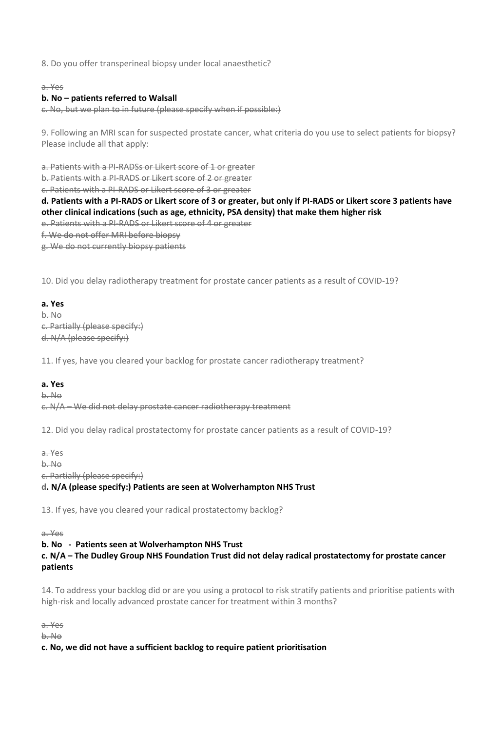8. Do you offer transperineal biopsy under local anaesthetic?

~~a. Yes~~

**b. No – patients referred to Walsall**

~~c. No, but we plan to in future (please specify when if possible:)~~

9. Following an MRI scan for suspected prostate cancer, what criteria do you use to select patients for biopsy? Please include all that apply:

~~a. Patients with a PI-RADSs or Likert score of 1 or greater~~

~~b. Patients with a PI-RADS or Likert score of 2 or greater~~

~~c. Patients with a PI-RADS or Likert score of 3 or greater~~

**d. Patients with a PI-RADS or Likert score of 3 or greater, but only if PI-RADS or Likert score 3 patients have other clinical indications (such as age, ethnicity, PSA density) that make them higher risk**

~~e. Patients with a PI-RADS or Likert score of 4 or greater~~

~~f. We do not offer MRI before biopsy~~

~~g. We do not currently biopsy patients~~

10. Did you delay radiotherapy treatment for prostate cancer patients as a result of COVID-19?

**a. Yes**

~~b. No~~

~~c. Partially (please specify:)~~

~~d. N/A (please specify:)~~

11. If yes, have you cleared your backlog for prostate cancer radiotherapy treatment?

**a. Yes**

~~b. No~~

~~c. N/A – We did not delay prostate cancer radiotherapy treatment~~

12. Did you delay radical prostatectomy for prostate cancer patients as a result of COVID-19?

~~a. Yes~~

~~b. No~~

~~c. Partially (please specify:)~~

**d. N/A (please specify:) Patients are seen at Wolverhampton NHS Trust**

13. If yes, have you cleared your radical prostatectomy backlog?

~~a. Yes~~

**b. No - Patients seen at Wolverhampton NHS Trust**

**c. N/A – The Dudley Group NHS Foundation Trust did not delay radical prostatectomy for prostate cancer patients**

14. To address your backlog did or are you using a protocol to risk stratify patients and prioritise patients with high-risk and locally advanced prostate cancer for treatment within 3 months?

~~a. Yes~~

~~b. No~~

**c. No, we did not have a sufficient backlog to require patient prioritisation**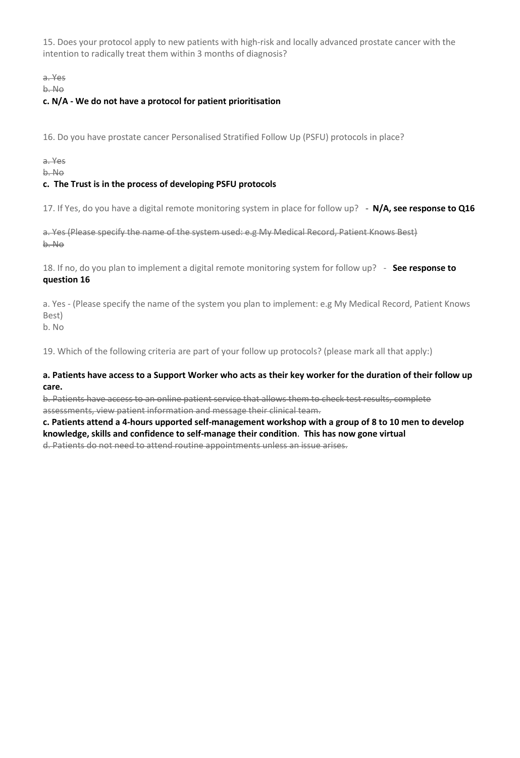15. Does your protocol apply to new patients with high-risk and locally advanced prostate cancer with the intention to radically treat them within 3 months of diagnosis?

~~a. Yes~~
~~b. No~~
**c. N/A - We do not have a protocol for patient prioritisation**

16. Do you have prostate cancer Personalised Stratified Follow Up (PSFU) protocols in place?

~~a. Yes~~
~~b. No~~
**c. The Trust is in the process of developing PSFU protocols**

17. If Yes, do you have a digital remote monitoring system in place for follow up? - **N/A, see response to Q16**

~~a. Yes (Please specify the name of the system used: e.g My Medical Record, Patient Knows Best)~~
~~b. No~~

18. If no, do you plan to implement a digital remote monitoring system for follow up? - **See response to question 16**

a. Yes - (Please specify the name of the system you plan to implement: e.g My Medical Record, Patient Knows Best)
b. No

19. Which of the following criteria are part of your follow up protocols? (please mark all that apply:)

**a. Patients have access to a Support Worker who acts as their key worker for the duration of their follow up care.**
~~b. Patients have access to an online patient service that allows them to check test results, complete assessments, view patient information and message their clinical team.~~
**c. Patients attend a 4-hours upported self-management workshop with a group of 8 to 10 men to develop knowledge, skills and confidence to self-manage their condition. This has now gone virtual**
~~d. Patients do not need to attend routine appointments unless an issue arises.~~